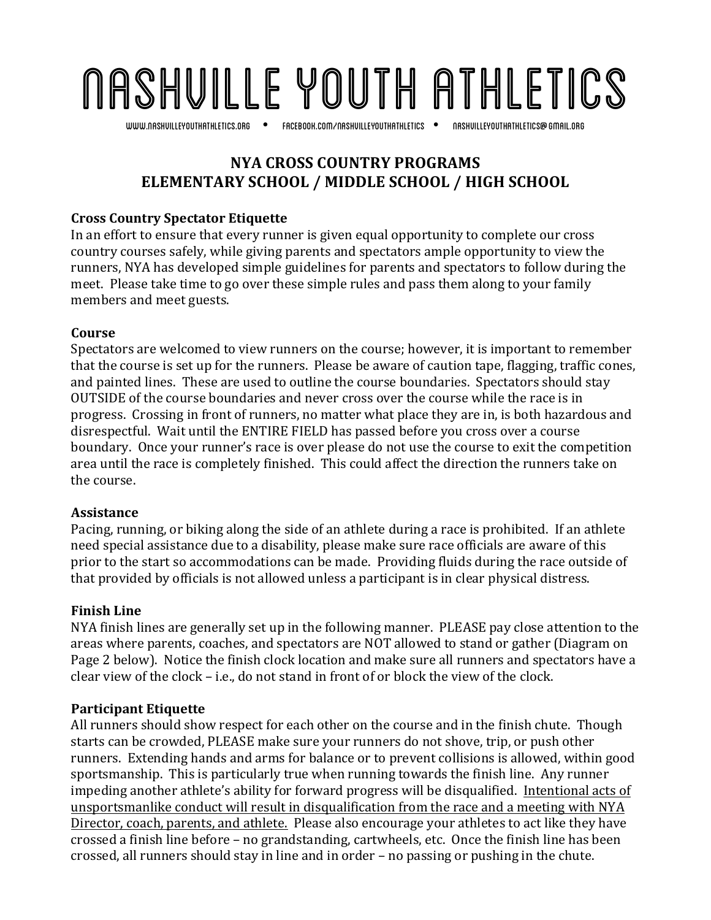# NASHVILLE YOUTH ATHLETICS

WWW.NASHVILLEYOUTHATHLETICS.ORG • FACEBOOK.COM/NASHVILLEYOUTHATHLETICS • NASHVILLEYOUTHATHLETICS@GMAIL.ORG

## NYA CROSS COUNTRY PROGRAMS
## ELEMENTARY SCHOOL / MIDDLE SCHOOL / HIGH SCHOOL

**Cross Country Spectator Etiquette**
In an effort to ensure that every runner is given equal opportunity to complete our cross country courses safely, while giving parents and spectators ample opportunity to view the runners, NYA has developed simple guidelines for parents and spectators to follow during the meet. Please take time to go over these simple rules and pass them along to your family members and meet guests.

**Course**
Spectators are welcomed to view runners on the course; however, it is important to remember that the course is set up for the runners. Please be aware of caution tape, flagging, traffic cones, and painted lines. These are used to outline the course boundaries. Spectators should stay OUTSIDE of the course boundaries and never cross over the course while the race is in progress. Crossing in front of runners, no matter what place they are in, is both hazardous and disrespectful. Wait until the ENTIRE FIELD has passed before you cross over a course boundary. Once your runner's race is over please do not use the course to exit the competition area until the race is completely finished. This could affect the direction the runners take on the course.

**Assistance**
Pacing, running, or biking along the side of an athlete during a race is prohibited. If an athlete need special assistance due to a disability, please make sure race officials are aware of this prior to the start so accommodations can be made. Providing fluids during the race outside of that provided by officials is not allowed unless a participant is in clear physical distress.

**Finish Line**
NYA finish lines are generally set up in the following manner. PLEASE pay close attention to the areas where parents, coaches, and spectators are NOT allowed to stand or gather (Diagram on Page 2 below). Notice the finish clock location and make sure all runners and spectators have a clear view of the clock – i.e., do not stand in front of or block the view of the clock.

**Participant Etiquette**
All runners should show respect for each other on the course and in the finish chute. Though starts can be crowded, PLEASE make sure your runners do not shove, trip, or push other runners. Extending hands and arms for balance or to prevent collisions is allowed, within good sportsmanship. This is particularly true when running towards the finish line. Any runner impeding another athlete's ability for forward progress will be disqualified. <u>Intentional acts of unsportsmanlike conduct will result in disqualification from the race and a meeting with NYA Director, coach, parents, and athlete.</u> Please also encourage your athletes to act like they have crossed a finish line before – no grandstanding, cartwheels, etc. Once the finish line has been crossed, all runners should stay in line and in order – no passing or pushing in the chute.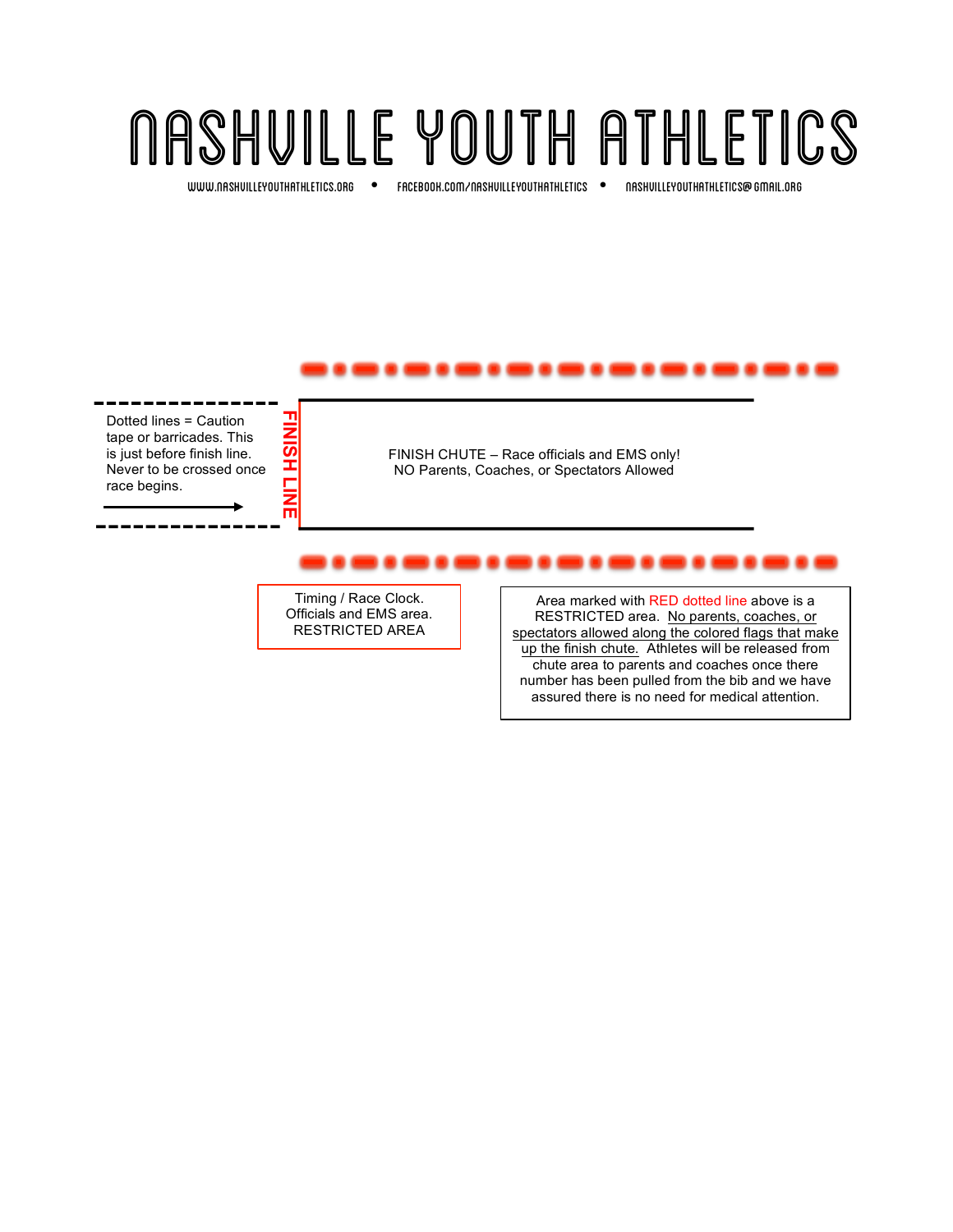# NASHVILLE YOUTH ATHLETICS

WWW.NASHVILLEYOUTHATHLETICS.ORG • FACEBOOK.COM/NASHVILLEYOUTHATHLETICS • NASHVILLEYOUTHATHLETICS@GMAIL.ORG

Dotted lines = Caution tape or barricades. This is just before finish line. Never to be crossed once race begins.

FINISH LINE

FINISH CHUTE – Race officials and EMS only!
NO Parents, Coaches, or Spectators Allowed

Timing / Race Clock. Officials and EMS area. RESTRICTED AREA

Area marked with RED dotted line above is a RESTRICTED area. No parents, coaches, or spectators allowed along the colored flags that make up the finish chute. Athletes will be released from chute area to parents and coaches once there number has been pulled from the bib and we have assured there is no need for medical attention.